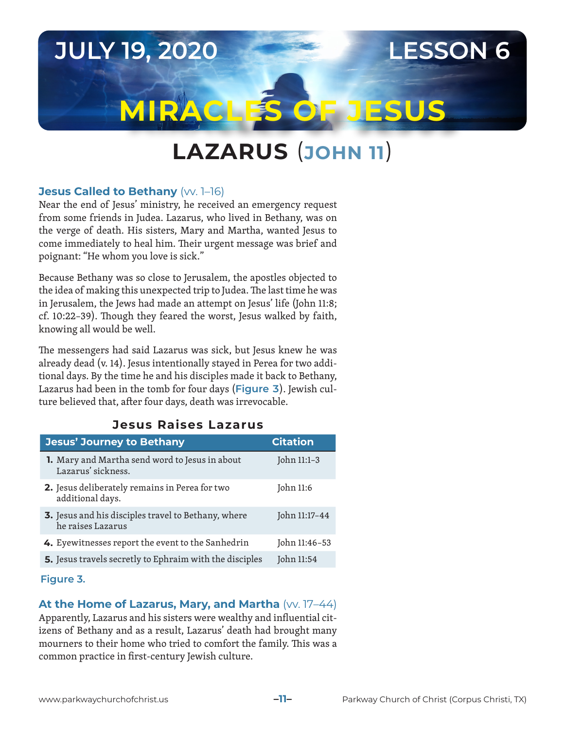JULY 19, 2020 LESSON 6

# MIRACLES OF JESUS

## LAZARUS (JOHN 11)

### Jesus Called to Bethany (vv. 1–16)

Near the end of Jesus' ministry, he received an emergency request from some friends in Judea. Lazarus, who lived in Bethany, was on the verge of death. His sisters, Mary and Martha, wanted Jesus to come immediately to heal him. Their urgent message was brief and poignant: "He whom you love is sick."

Because Bethany was so close to Jerusalem, the apostles objected to the idea of making this unexpected trip to Judea. The last time he was in Jerusalem, the Jews had made an attempt on Jesus' life (John 11:8; cf. 10:22–39). Though they feared the worst, Jesus walked by faith, knowing all would be well.

The messengers had said Lazarus was sick, but Jesus knew he was already dead (v. 14). Jesus intentionally stayed in Perea for two additional days. By the time he and his disciples made it back to Bethany, Lazarus had been in the tomb for four days (**Figure 3**). Jewish culture believed that, after four days, death was irrevocable.

**Jesus Raises Lazarus**

| Jesus' Journey to Bethany | Citation |
|---|---|
| **1.** Mary and Martha send word to Jesus in about Lazarus' sickness. | John 11:1–3 |
| **2.** Jesus deliberately remains in Perea for two additional days. | John 11:6 |
| **3.** Jesus and his disciples travel to Bethany, where he raises Lazarus | John 11:17–44 |
| **4.** Eyewitnesses report the event to the Sanhedrin | John 11:46–53 |
| **5.** Jesus travels secretly to Ephraim with the disciples | John 11:54 |

Figure 3.

### At the Home of Lazarus, Mary, and Martha (vv. 17–44)

Apparently, Lazarus and his sisters were wealthy and influential citizens of Bethany and as a result, Lazarus' death had brought many mourners to their home who tried to comfort the family. This was a common practice in first-century Jewish culture.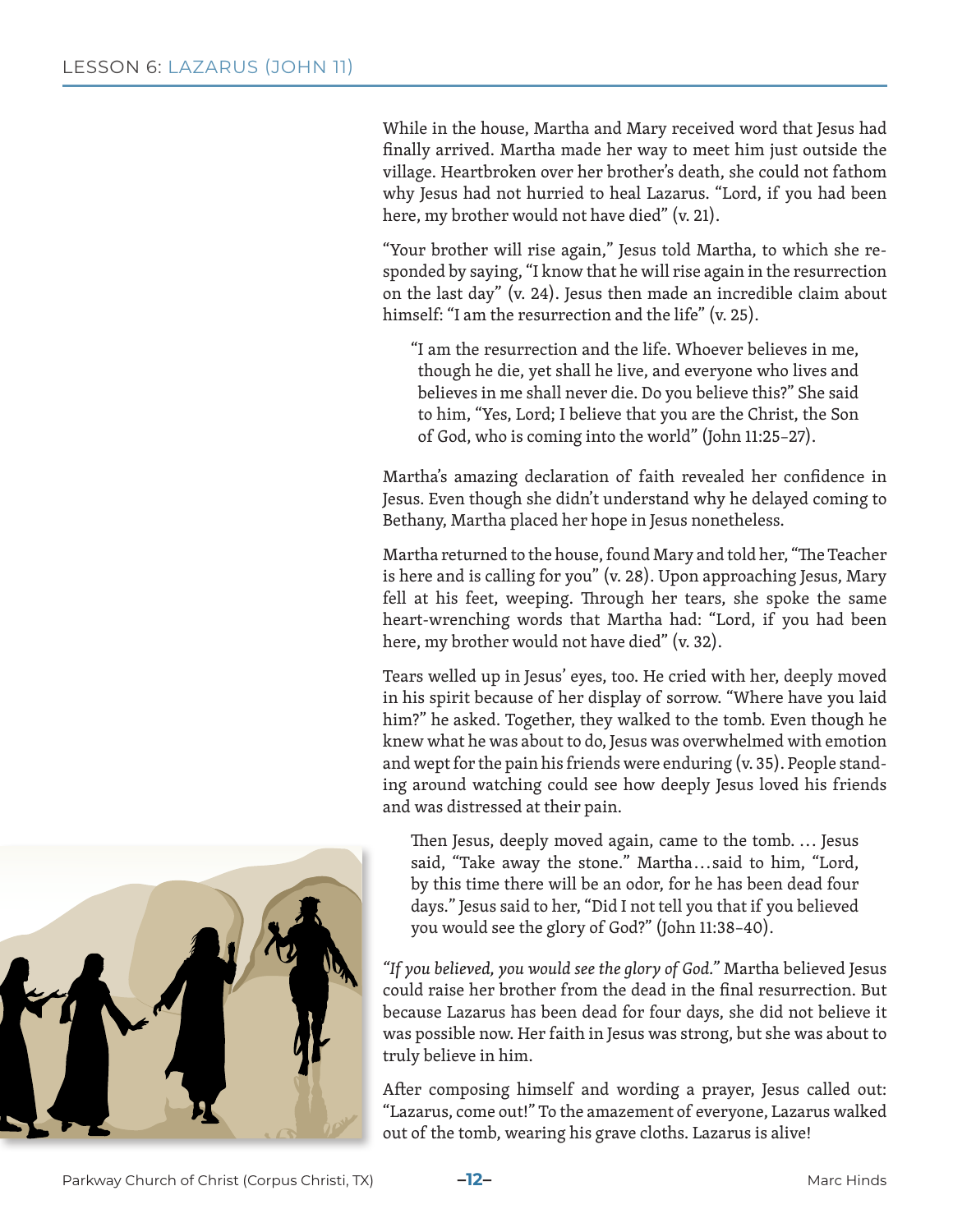While in the house, Martha and Mary received word that Jesus had finally arrived. Martha made her way to meet him just outside the village. Heartbroken over her brother's death, she could not fathom why Jesus had not hurried to heal Lazarus. "Lord, if you had been here, my brother would not have died" (v. 21).

"Your brother will rise again," Jesus told Martha, to which she responded by saying, "I know that he will rise again in the resurrection on the last day" (v. 24). Jesus then made an incredible claim about himself: "I am the resurrection and the life" (v. 25).

> "I am the resurrection and the life. Whoever believes in me, though he die, yet shall he live, and everyone who lives and believes in me shall never die. Do you believe this?" She said to him, "Yes, Lord; I believe that you are the Christ, the Son of God, who is coming into the world" (John 11:25–27).

Martha's amazing declaration of faith revealed her confidence in Jesus. Even though she didn't understand why he delayed coming to Bethany, Martha placed her hope in Jesus nonetheless.

Martha returned to the house, found Mary and told her, "The Teacher is here and is calling for you" (v. 28). Upon approaching Jesus, Mary fell at his feet, weeping. Through her tears, she spoke the same heart-wrenching words that Martha had: "Lord, if you had been here, my brother would not have died" (v. 32).

Tears welled up in Jesus' eyes, too. He cried with her, deeply moved in his spirit because of her display of sorrow. "Where have you laid him?" he asked. Together, they walked to the tomb. Even though he knew what he was about to do, Jesus was overwhelmed with emotion and wept for the pain his friends were enduring (v. 35). People standing around watching could see how deeply Jesus loved his friends and was distressed at their pain.

> Then Jesus, deeply moved again, came to the tomb. … Jesus said, "Take away the stone." Martha…said to him, "Lord, by this time there will be an odor, for he has been dead four days." Jesus said to her, "Did I not tell you that if you believed you would see the glory of God?" (John 11:38–40).

*"If you believed, you would see the glory of God."* Martha believed Jesus could raise her brother from the dead in the final resurrection. But because Lazarus has been dead for four days, she did not believe it was possible now. Her faith in Jesus was strong, but she was about to truly believe in him.

After composing himself and wording a prayer, Jesus called out: "Lazarus, come out!" To the amazement of everyone, Lazarus walked out of the tomb, wearing his grave cloths. Lazarus is alive!